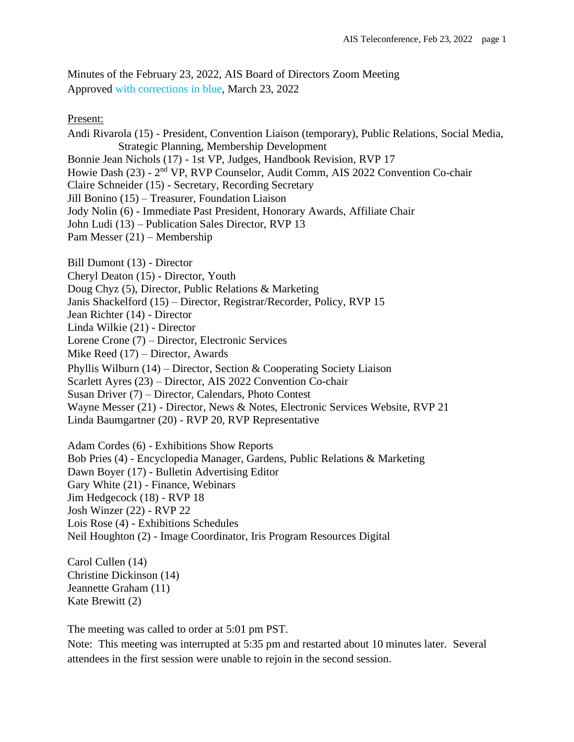Minutes of the February 23, 2022, AIS Board of Directors Zoom Meeting
Approved with corrections in blue, March 23, 2022

Present:

Andi Rivarola (15) - President, Convention Liaison (temporary), Public Relations, Social Media, Strategic Planning, Membership Development
Bonnie Jean Nichols (17) - 1st VP, Judges, Handbook Revision, RVP 17
Howie Dash (23) - 2nd VP, RVP Counselor, Audit Comm, AIS 2022 Convention Co-chair
Claire Schneider (15) - Secretary, Recording Secretary
Jill Bonino (15) – Treasurer, Foundation Liaison
Jody Nolin (6) - Immediate Past President, Honorary Awards, Affiliate Chair
John Ludi (13) – Publication Sales Director, RVP 13
Pam Messer (21) – Membership

Bill Dumont (13) - Director
Cheryl Deaton (15) - Director, Youth
Doug Chyz (5), Director, Public Relations & Marketing
Janis Shackelford (15) – Director, Registrar/Recorder, Policy, RVP 15
Jean Richter (14) - Director
Linda Wilkie (21) - Director
Lorene Crone (7) – Director, Electronic Services
Mike Reed (17) – Director, Awards
Phyllis Wilburn (14) – Director, Section & Cooperating Society Liaison
Scarlett Ayres (23) – Director, AIS 2022 Convention Co-chair
Susan Driver (7) – Director, Calendars, Photo Contest
Wayne Messer (21) - Director, News & Notes, Electronic Services Website, RVP 21
Linda Baumgartner (20) - RVP 20, RVP Representative

Adam Cordes (6) - Exhibitions Show Reports
Bob Pries (4) - Encyclopedia Manager, Gardens, Public Relations & Marketing
Dawn Boyer (17) - Bulletin Advertising Editor
Gary White (21) - Finance, Webinars
Jim Hedgecock (18) - RVP 18
Josh Winzer (22) - RVP 22
Lois Rose (4) - Exhibitions Schedules
Neil Houghton (2) - Image Coordinator, Iris Program Resources Digital

Carol Cullen (14)
Christine Dickinson (14)
Jeannette Graham (11)
Kate Brewitt (2)

The meeting was called to order at 5:01 pm PST.
Note: This meeting was interrupted at 5:35 pm and restarted about 10 minutes later. Several attendees in the first session were unable to rejoin in the second session.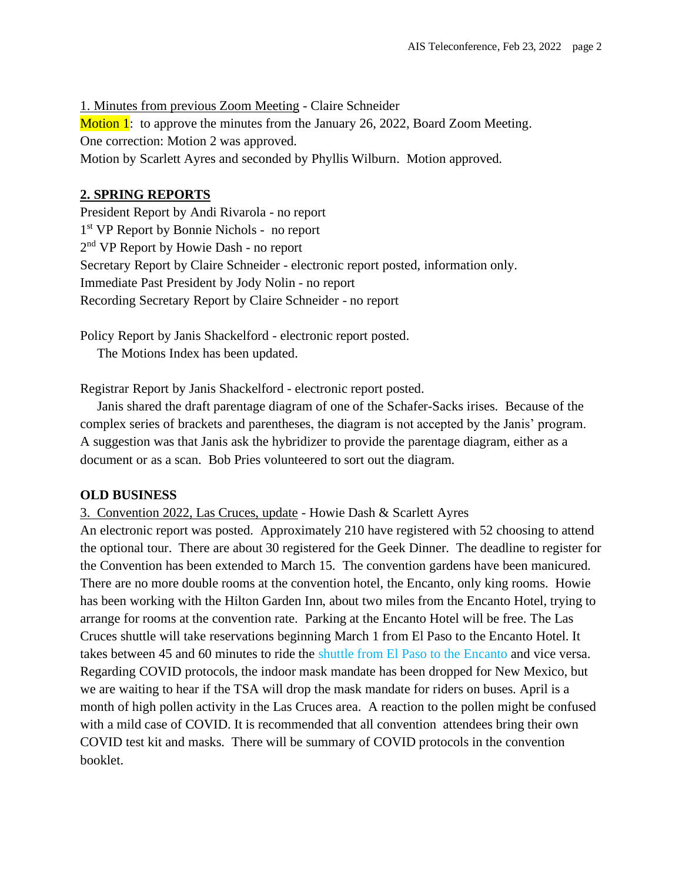1. Minutes from previous Zoom Meeting - Claire Schneider

Motion 1: to approve the minutes from the January 26, 2022, Board Zoom Meeting.
One correction: Motion 2 was approved.
Motion by Scarlett Ayres and seconded by Phyllis Wilburn. Motion approved.

## 2. SPRING REPORTS

President Report by Andi Rivarola - no report
1st VP Report by Bonnie Nichols - no report
2nd VP Report by Howie Dash - no report
Secretary Report by Claire Schneider - electronic report posted, information only.
Immediate Past President by Jody Nolin - no report
Recording Secretary Report by Claire Schneider - no report

Policy Report by Janis Shackelford - electronic report posted.
The Motions Index has been updated.

Registrar Report by Janis Shackelford - electronic report posted.
Janis shared the draft parentage diagram of one of the Schafer-Sacks irises. Because of the complex series of brackets and parentheses, the diagram is not accepted by the Janis' program. A suggestion was that Janis ask the hybridizer to provide the parentage diagram, either as a document or as a scan. Bob Pries volunteered to sort out the diagram.

## OLD BUSINESS

3. Convention 2022, Las Cruces, update - Howie Dash & Scarlett Ayres

An electronic report was posted. Approximately 210 have registered with 52 choosing to attend the optional tour. There are about 30 registered for the Geek Dinner. The deadline to register for the Convention has been extended to March 15. The convention gardens have been manicured. There are no more double rooms at the convention hotel, the Encanto, only king rooms. Howie has been working with the Hilton Garden Inn, about two miles from the Encanto Hotel, trying to arrange for rooms at the convention rate. Parking at the Encanto Hotel will be free. The Las Cruces shuttle will take reservations beginning March 1 from El Paso to the Encanto Hotel. It takes between 45 and 60 minutes to ride the shuttle from El Paso to the Encanto and vice versa. Regarding COVID protocols, the indoor mask mandate has been dropped for New Mexico, but we are waiting to hear if the TSA will drop the mask mandate for riders on buses. April is a month of high pollen activity in the Las Cruces area. A reaction to the pollen might be confused with a mild case of COVID. It is recommended that all convention attendees bring their own COVID test kit and masks. There will be summary of COVID protocols in the convention booklet.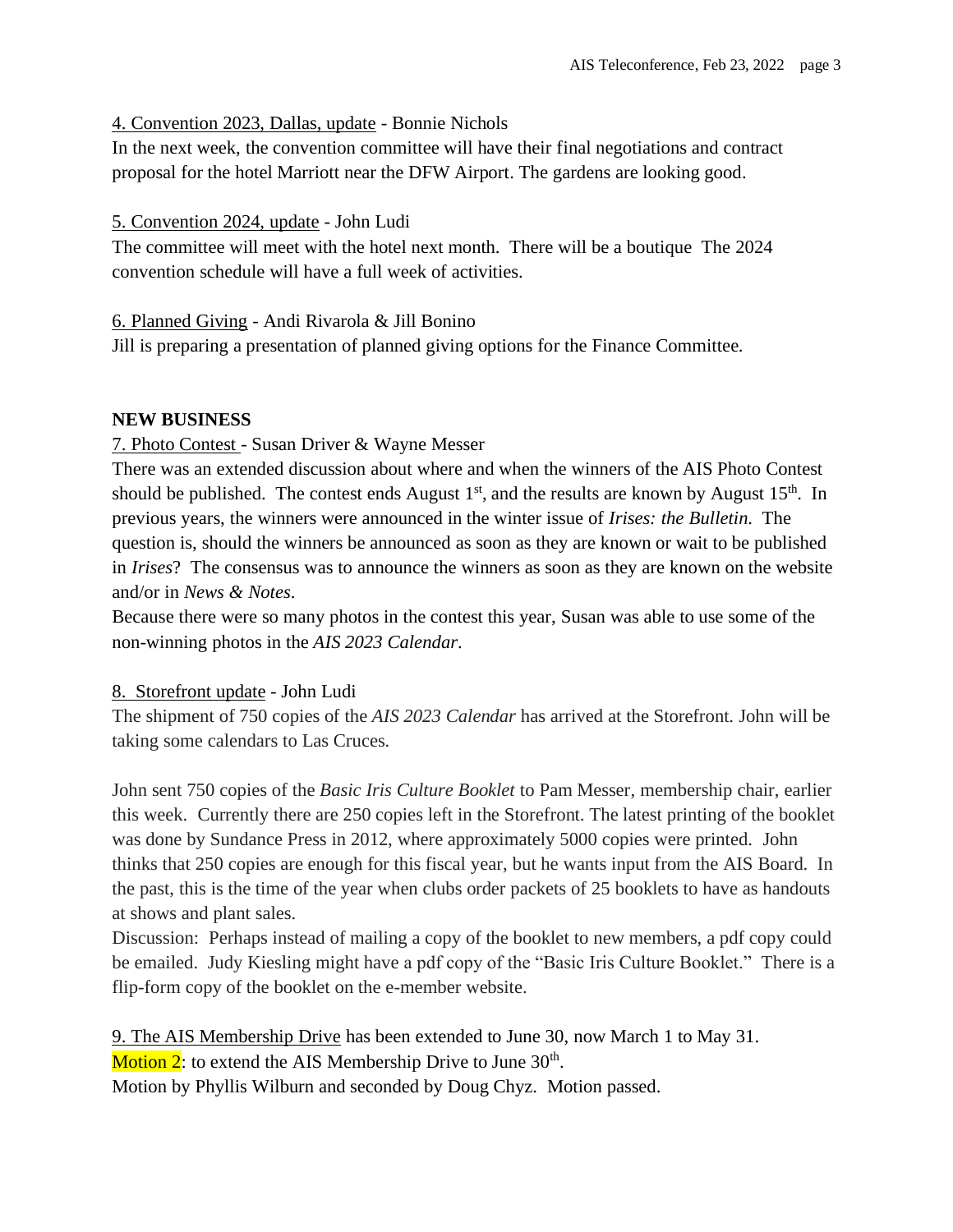4. Convention 2023, Dallas, update - Bonnie Nichols

In the next week, the convention committee will have their final negotiations and contract proposal for the hotel Marriott near the DFW Airport. The gardens are looking good.

5. Convention 2024, update - John Ludi

The committee will meet with the hotel next month. There will be a boutique The 2024 convention schedule will have a full week of activities.

6. Planned Giving - Andi Rivarola & Jill Bonino

Jill is preparing a presentation of planned giving options for the Finance Committee.

**NEW BUSINESS**

7. Photo Contest - Susan Driver & Wayne Messer

There was an extended discussion about where and when the winners of the AIS Photo Contest should be published. The contest ends August 1st, and the results are known by August 15th. In previous years, the winners were announced in the winter issue of *Irises: the Bulletin.* The question is, should the winners be announced as soon as they are known or wait to be published in *Irises*? The consensus was to announce the winners as soon as they are known on the website and/or in *News & Notes*.

Because there were so many photos in the contest this year, Susan was able to use some of the non-winning photos in the *AIS 2023 Calendar*.

8. Storefront update - John Ludi

The shipment of 750 copies of the *AIS 2023 Calendar* has arrived at the Storefront. John will be taking some calendars to Las Cruces.

John sent 750 copies of the *Basic Iris Culture Booklet* to Pam Messer, membership chair, earlier this week. Currently there are 250 copies left in the Storefront. The latest printing of the booklet was done by Sundance Press in 2012, where approximately 5000 copies were printed. John thinks that 250 copies are enough for this fiscal year, but he wants input from the AIS Board. In the past, this is the time of the year when clubs order packets of 25 booklets to have as handouts at shows and plant sales.

Discussion: Perhaps instead of mailing a copy of the booklet to new members, a pdf copy could be emailed. Judy Kiesling might have a pdf copy of the "Basic Iris Culture Booklet." There is a flip-form copy of the booklet on the e-member website.

9. The AIS Membership Drive has been extended to June 30, now March 1 to May 31.

Motion 2: to extend the AIS Membership Drive to June 30th.

Motion by Phyllis Wilburn and seconded by Doug Chyz. Motion passed.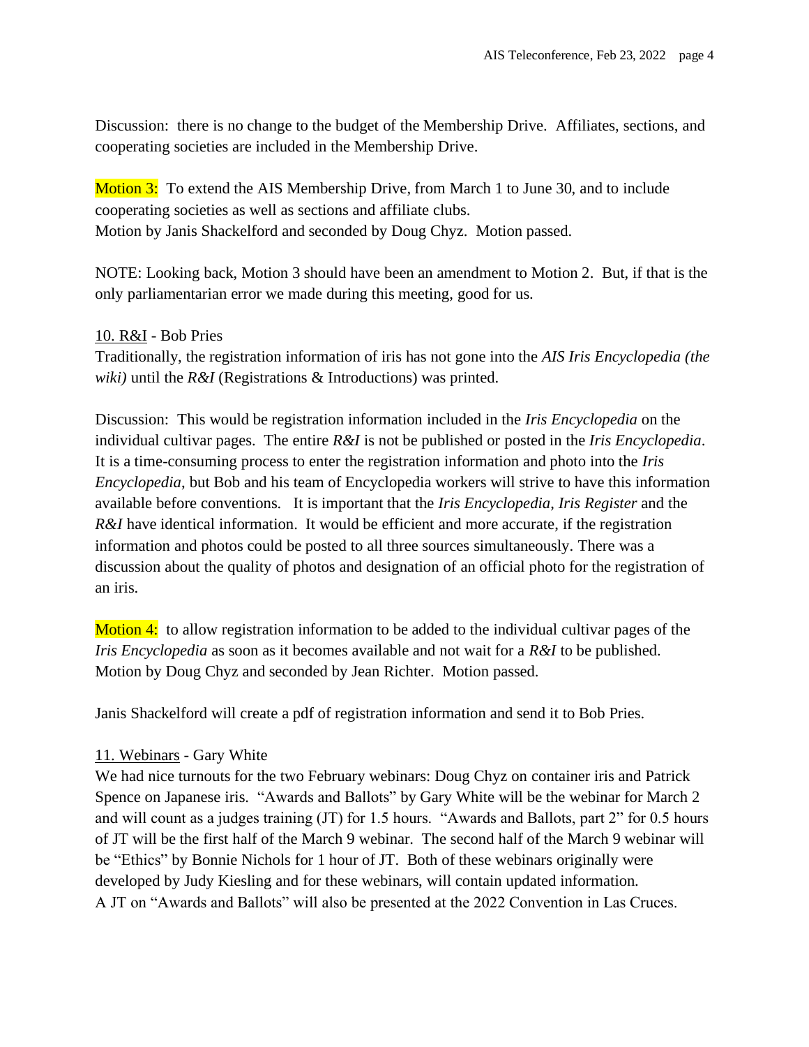Discussion: there is no change to the budget of the Membership Drive. Affiliates, sections, and cooperating societies are included in the Membership Drive.

Motion 3: To extend the AIS Membership Drive, from March 1 to June 30, and to include cooperating societies as well as sections and affiliate clubs.
Motion by Janis Shackelford and seconded by Doug Chyz. Motion passed.

NOTE: Looking back, Motion 3 should have been an amendment to Motion 2. But, if that is the only parliamentarian error we made during this meeting, good for us.

10. R&I - Bob Pries
Traditionally, the registration information of iris has not gone into the *AIS Iris Encyclopedia (the wiki)* until the *R&I* (Registrations & Introductions) was printed.

Discussion: This would be registration information included in the *Iris Encyclopedia* on the individual cultivar pages. The entire *R&I* is not be published or posted in the *Iris Encyclopedia*. It is a time-consuming process to enter the registration information and photo into the *Iris Encyclopedia*, but Bob and his team of Encyclopedia workers will strive to have this information available before conventions. It is important that the *Iris Encyclopedia, Iris Register* and the *R&I* have identical information. It would be efficient and more accurate, if the registration information and photos could be posted to all three sources simultaneously. There was a discussion about the quality of photos and designation of an official photo for the registration of an iris.

Motion 4: to allow registration information to be added to the individual cultivar pages of the *Iris Encyclopedia* as soon as it becomes available and not wait for a *R&I* to be published.
Motion by Doug Chyz and seconded by Jean Richter. Motion passed.

Janis Shackelford will create a pdf of registration information and send it to Bob Pries.

11. Webinars - Gary White
We had nice turnouts for the two February webinars: Doug Chyz on container iris and Patrick Spence on Japanese iris. "Awards and Ballots" by Gary White will be the webinar for March 2 and will count as a judges training (JT) for 1.5 hours. "Awards and Ballots, part 2" for 0.5 hours of JT will be the first half of the March 9 webinar. The second half of the March 9 webinar will be "Ethics" by Bonnie Nichols for 1 hour of JT. Both of these webinars originally were developed by Judy Kiesling and for these webinars, will contain updated information.
A JT on "Awards and Ballots" will also be presented at the 2022 Convention in Las Cruces.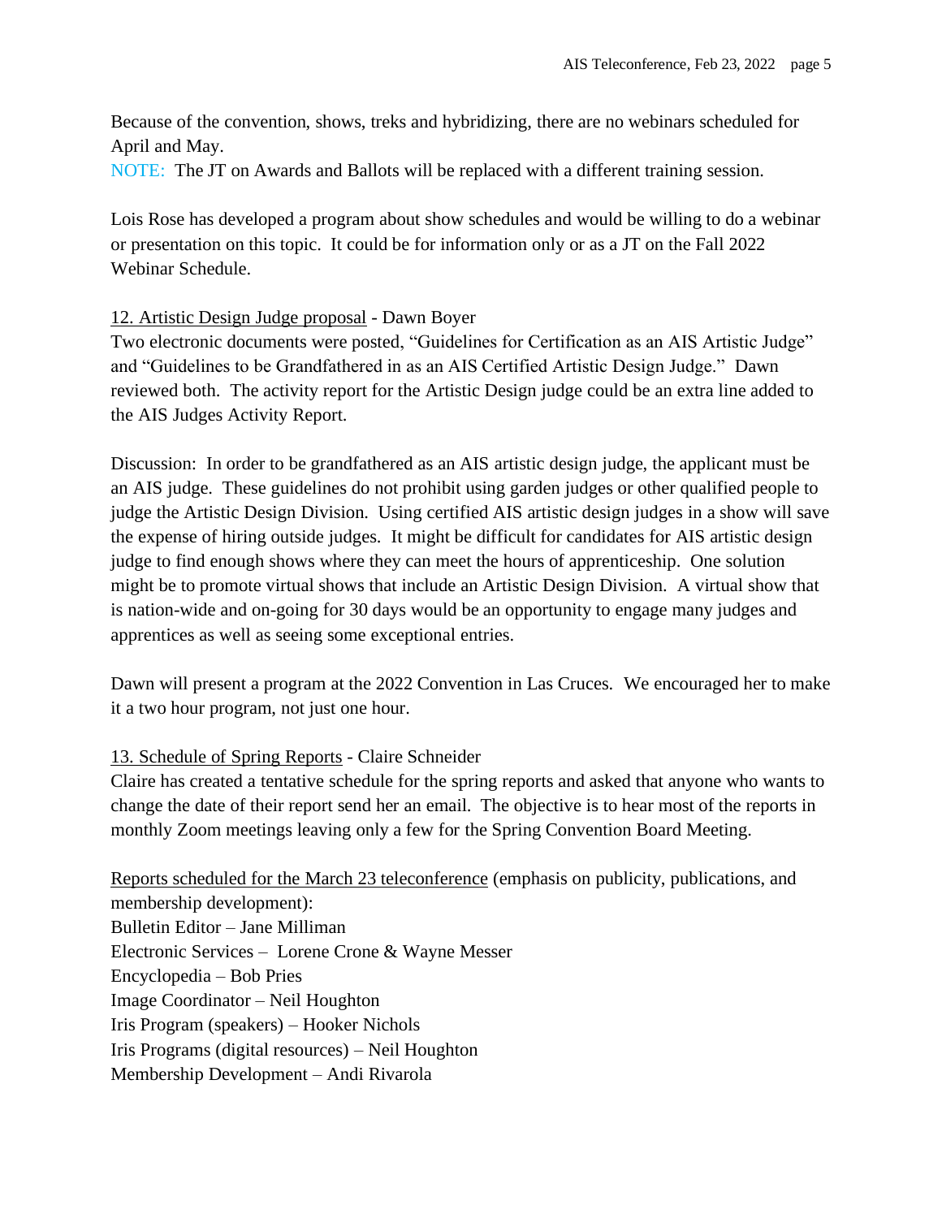Because of the convention, shows, treks and hybridizing, there are no webinars scheduled for April and May.

NOTE: The JT on Awards and Ballots will be replaced with a different training session.

Lois Rose has developed a program about show schedules and would be willing to do a webinar or presentation on this topic. It could be for information only or as a JT on the Fall 2022 Webinar Schedule.

12. Artistic Design Judge proposal - Dawn Boyer

Two electronic documents were posted, "Guidelines for Certification as an AIS Artistic Judge" and "Guidelines to be Grandfathered in as an AIS Certified Artistic Design Judge." Dawn reviewed both. The activity report for the Artistic Design judge could be an extra line added to the AIS Judges Activity Report.

Discussion: In order to be grandfathered as an AIS artistic design judge, the applicant must be an AIS judge. These guidelines do not prohibit using garden judges or other qualified people to judge the Artistic Design Division. Using certified AIS artistic design judges in a show will save the expense of hiring outside judges. It might be difficult for candidates for AIS artistic design judge to find enough shows where they can meet the hours of apprenticeship. One solution might be to promote virtual shows that include an Artistic Design Division. A virtual show that is nation-wide and on-going for 30 days would be an opportunity to engage many judges and apprentices as well as seeing some exceptional entries.

Dawn will present a program at the 2022 Convention in Las Cruces. We encouraged her to make it a two hour program, not just one hour.

13. Schedule of Spring Reports - Claire Schneider

Claire has created a tentative schedule for the spring reports and asked that anyone who wants to change the date of their report send her an email. The objective is to hear most of the reports in monthly Zoom meetings leaving only a few for the Spring Convention Board Meeting.

Reports scheduled for the March 23 teleconference (emphasis on publicity, publications, and membership development):

Bulletin Editor – Jane Milliman
Electronic Services – Lorene Crone & Wayne Messer
Encyclopedia – Bob Pries
Image Coordinator – Neil Houghton
Iris Program (speakers) – Hooker Nichols
Iris Programs (digital resources) – Neil Houghton
Membership Development – Andi Rivarola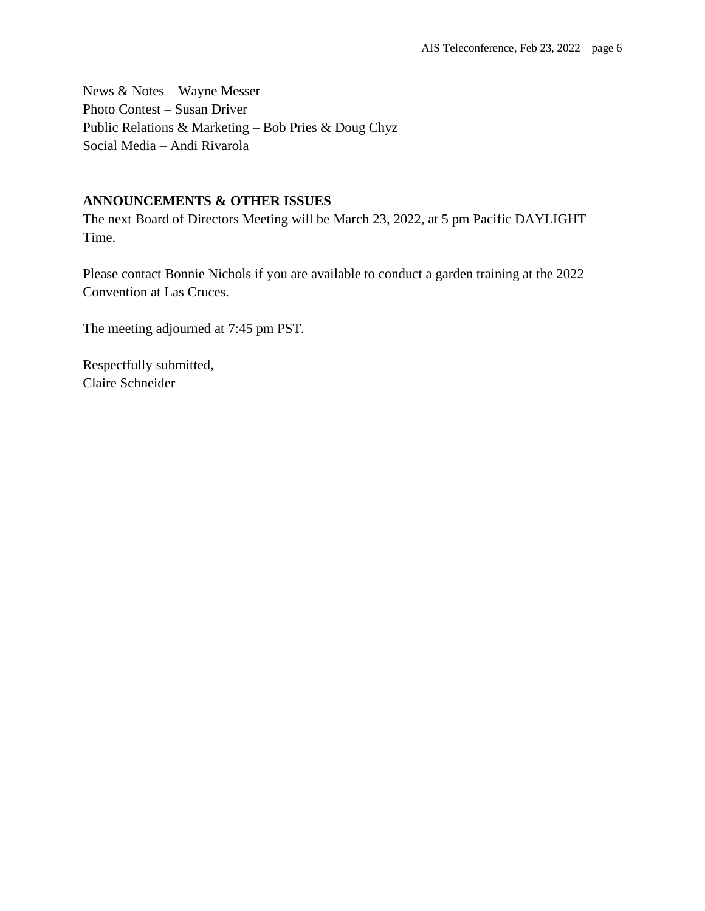News & Notes – Wayne Messer
Photo Contest – Susan Driver
Public Relations & Marketing – Bob Pries & Doug Chyz
Social Media – Andi Rivarola

## ANNOUNCEMENTS & OTHER ISSUES

The next Board of Directors Meeting will be March 23, 2022, at 5 pm Pacific DAYLIGHT Time.

Please contact Bonnie Nichols if you are available to conduct a garden training at the 2022 Convention at Las Cruces.

The meeting adjourned at 7:45 pm PST.

Respectfully submitted,
Claire Schneider